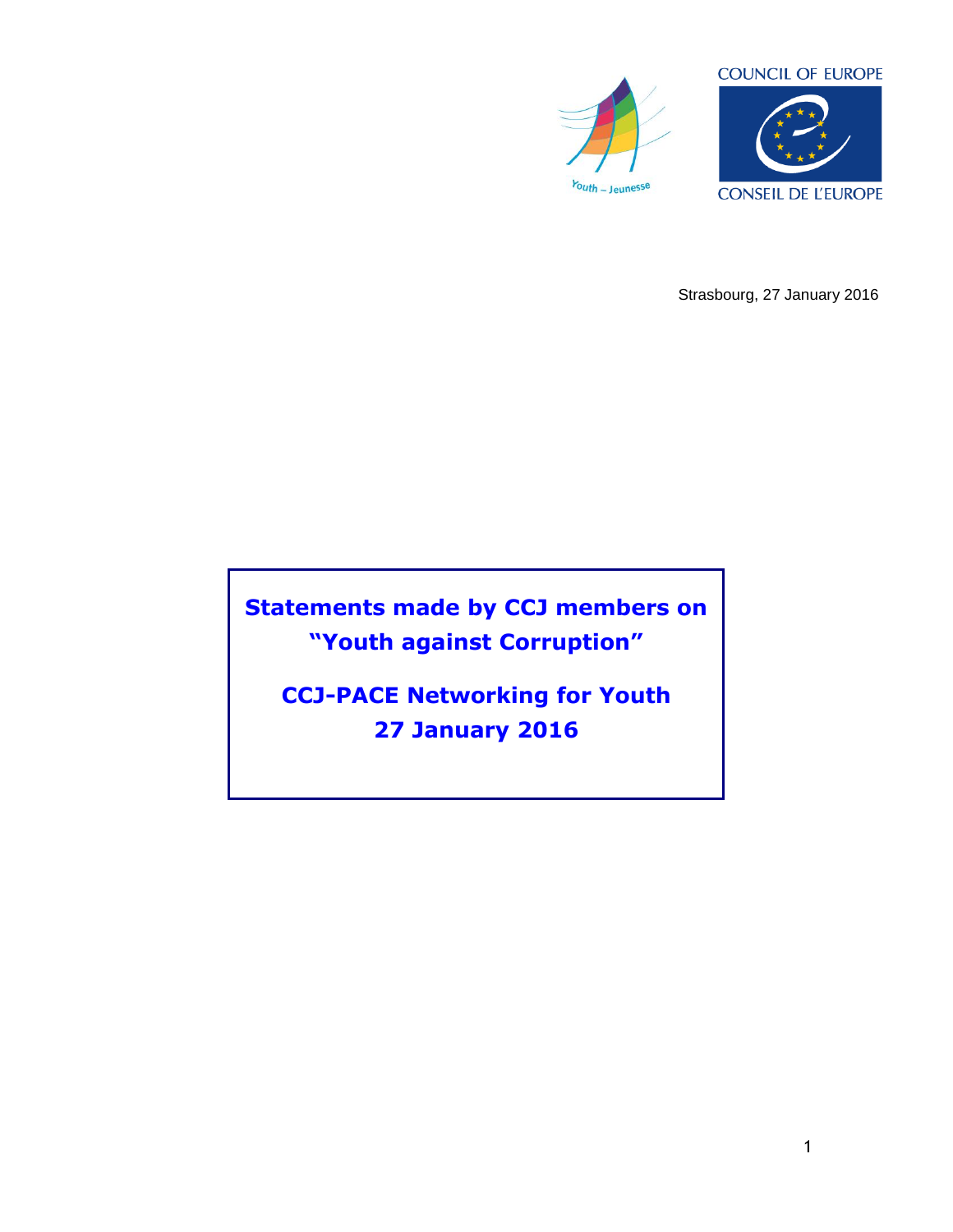COUNCIL OF EUROPE

CONSEIL DE L'EUROPE

Youth – Jeunesse

Strasbourg, 27 January 2016

# Statements made by CCJ members on "Youth against Corruption"

## CCJ-PACE Networking for Youth 27 January 2016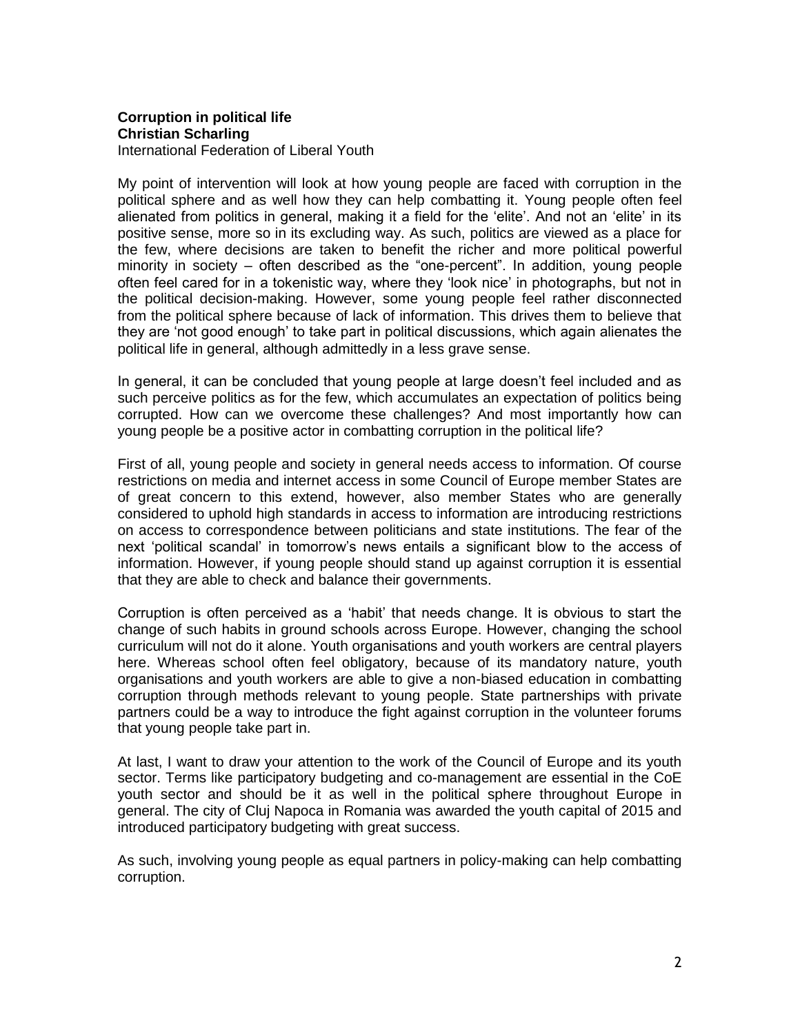**Corruption in political life**
**Christian Scharling**
International Federation of Liberal Youth

My point of intervention will look at how young people are faced with corruption in the political sphere and as well how they can help combatting it. Young people often feel alienated from politics in general, making it a field for the 'elite'. And not an 'elite' in its positive sense, more so in its excluding way. As such, politics are viewed as a place for the few, where decisions are taken to benefit the richer and more political powerful minority in society – often described as the "one-percent". In addition, young people often feel cared for in a tokenistic way, where they 'look nice' in photographs, but not in the political decision-making. However, some young people feel rather disconnected from the political sphere because of lack of information. This drives them to believe that they are 'not good enough' to take part in political discussions, which again alienates the political life in general, although admittedly in a less grave sense.

In general, it can be concluded that young people at large doesn't feel included and as such perceive politics as for the few, which accumulates an expectation of politics being corrupted. How can we overcome these challenges? And most importantly how can young people be a positive actor in combatting corruption in the political life?

First of all, young people and society in general needs access to information. Of course restrictions on media and internet access in some Council of Europe member States are of great concern to this extend, however, also member States who are generally considered to uphold high standards in access to information are introducing restrictions on access to correspondence between politicians and state institutions. The fear of the next 'political scandal' in tomorrow's news entails a significant blow to the access of information. However, if young people should stand up against corruption it is essential that they are able to check and balance their governments.

Corruption is often perceived as a 'habit' that needs change. It is obvious to start the change of such habits in ground schools across Europe. However, changing the school curriculum will not do it alone. Youth organisations and youth workers are central players here. Whereas school often feel obligatory, because of its mandatory nature, youth organisations and youth workers are able to give a non-biased education in combatting corruption through methods relevant to young people. State partnerships with private partners could be a way to introduce the fight against corruption in the volunteer forums that young people take part in.

At last, I want to draw your attention to the work of the Council of Europe and its youth sector. Terms like participatory budgeting and co-management are essential in the CoE youth sector and should be it as well in the political sphere throughout Europe in general. The city of Cluj Napoca in Romania was awarded the youth capital of 2015 and introduced participatory budgeting with great success.

As such, involving young people as equal partners in policy-making can help combatting corruption.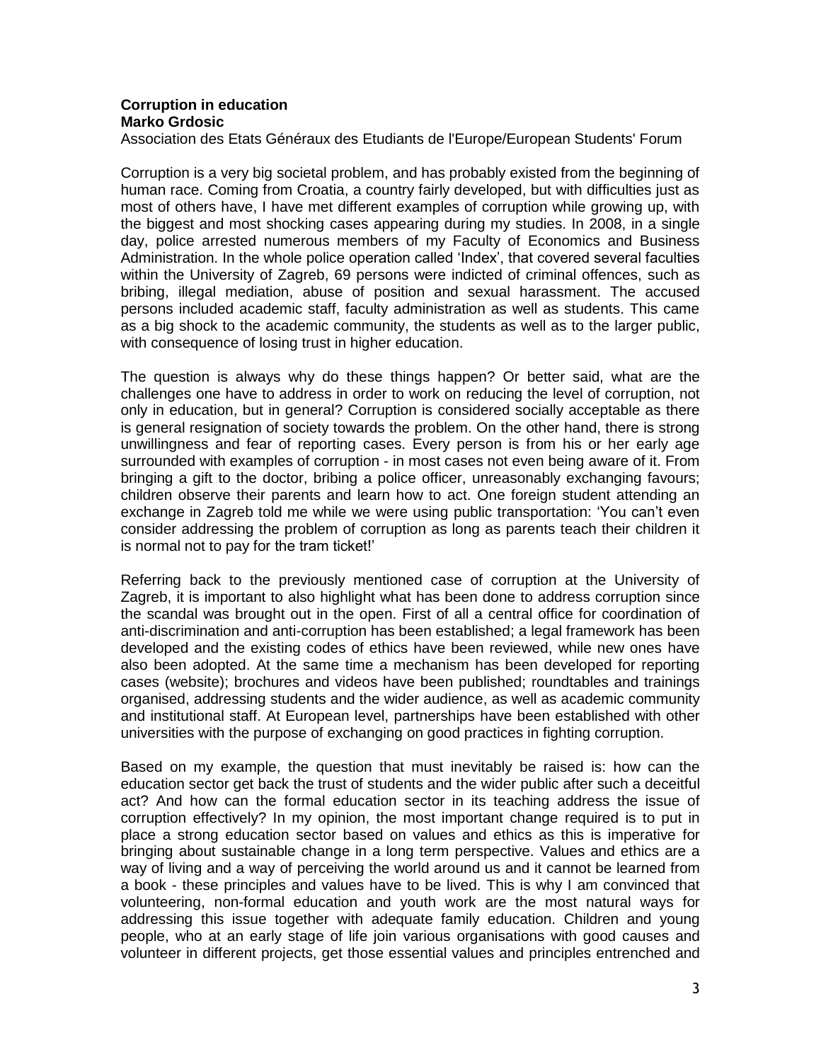**Corruption in education**
**Marko Grdosic**
Association des Etats Généraux des Etudiants de l'Europe/European Students' Forum

Corruption is a very big societal problem, and has probably existed from the beginning of human race. Coming from Croatia, a country fairly developed, but with difficulties just as most of others have, I have met different examples of corruption while growing up, with the biggest and most shocking cases appearing during my studies. In 2008, in a single day, police arrested numerous members of my Faculty of Economics and Business Administration. In the whole police operation called 'Index', that covered several faculties within the University of Zagreb, 69 persons were indicted of criminal offences, such as bribing, illegal mediation, abuse of position and sexual harassment. The accused persons included academic staff, faculty administration as well as students. This came as a big shock to the academic community, the students as well as to the larger public, with consequence of losing trust in higher education.

The question is always why do these things happen? Or better said, what are the challenges one have to address in order to work on reducing the level of corruption, not only in education, but in general? Corruption is considered socially acceptable as there is general resignation of society towards the problem. On the other hand, there is strong unwillingness and fear of reporting cases. Every person is from his or her early age surrounded with examples of corruption - in most cases not even being aware of it. From bringing a gift to the doctor, bribing a police officer, unreasonably exchanging favours; children observe their parents and learn how to act. One foreign student attending an exchange in Zagreb told me while we were using public transportation: 'You can't even consider addressing the problem of corruption as long as parents teach their children it is normal not to pay for the tram ticket!'

Referring back to the previously mentioned case of corruption at the University of Zagreb, it is important to also highlight what has been done to address corruption since the scandal was brought out in the open. First of all a central office for coordination of anti-discrimination and anti-corruption has been established; a legal framework has been developed and the existing codes of ethics have been reviewed, while new ones have also been adopted. At the same time a mechanism has been developed for reporting cases (website); brochures and videos have been published; roundtables and trainings organised, addressing students and the wider audience, as well as academic community and institutional staff. At European level, partnerships have been established with other universities with the purpose of exchanging on good practices in fighting corruption.

Based on my example, the question that must inevitably be raised is: how can the education sector get back the trust of students and the wider public after such a deceitful act? And how can the formal education sector in its teaching address the issue of corruption effectively? In my opinion, the most important change required is to put in place a strong education sector based on values and ethics as this is imperative for bringing about sustainable change in a long term perspective. Values and ethics are a way of living and a way of perceiving the world around us and it cannot be learned from a book - these principles and values have to be lived. This is why I am convinced that volunteering, non-formal education and youth work are the most natural ways for addressing this issue together with adequate family education. Children and young people, who at an early stage of life join various organisations with good causes and volunteer in different projects, get those essential values and principles entrenched and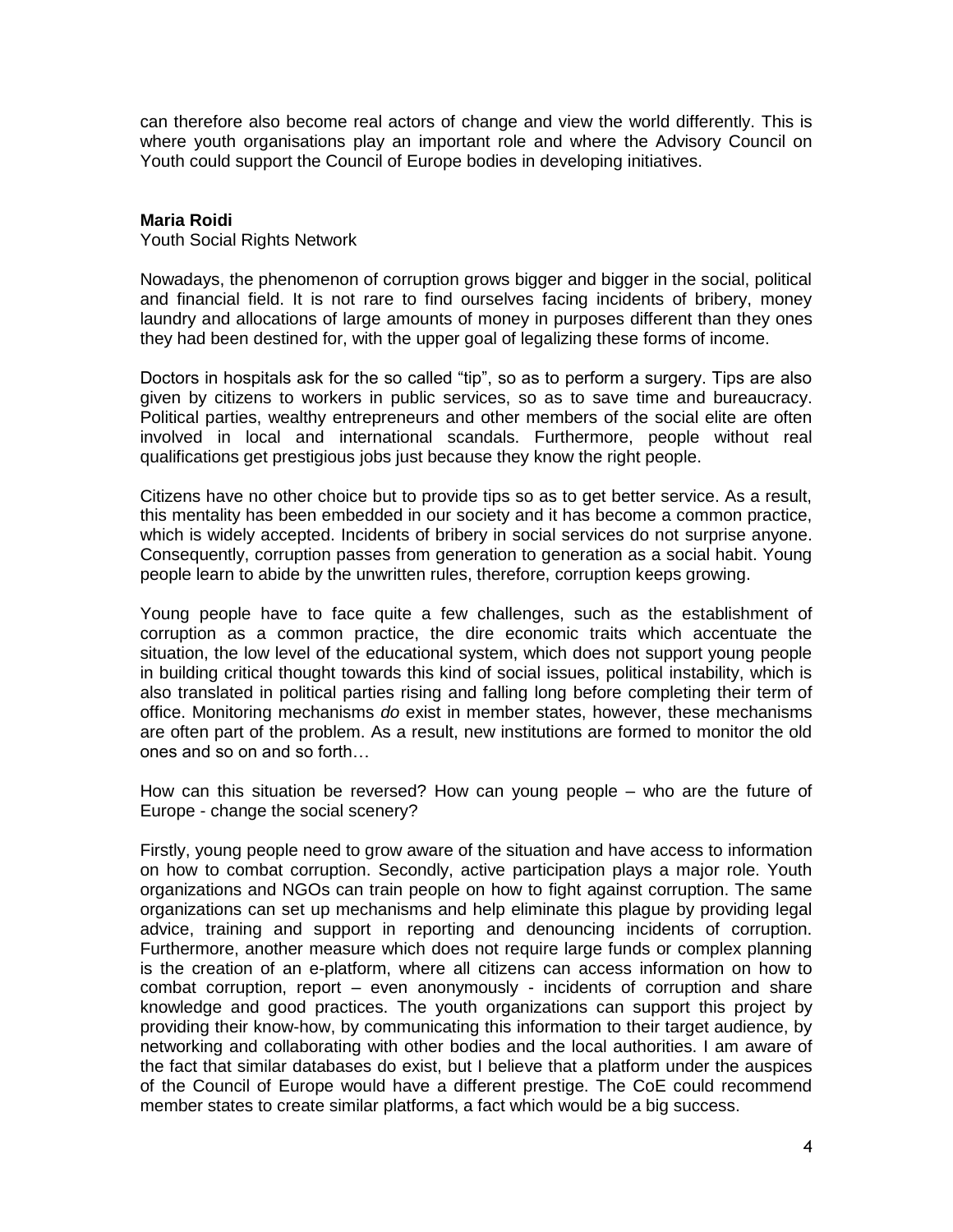can therefore also become real actors of change and view the world differently. This is where youth organisations play an important role and where the Advisory Council on Youth could support the Council of Europe bodies in developing initiatives.

**Maria Roidi**
Youth Social Rights Network

Nowadays, the phenomenon of corruption grows bigger and bigger in the social, political and financial field. It is not rare to find ourselves facing incidents of bribery, money laundry and allocations of large amounts of money in purposes different than they ones they had been destined for, with the upper goal of legalizing these forms of income.

Doctors in hospitals ask for the so called "tip", so as to perform a surgery. Tips are also given by citizens to workers in public services, so as to save time and bureaucracy. Political parties, wealthy entrepreneurs and other members of the social elite are often involved in local and international scandals. Furthermore, people without real qualifications get prestigious jobs just because they know the right people.

Citizens have no other choice but to provide tips so as to get better service. As a result, this mentality has been embedded in our society and it has become a common practice, which is widely accepted. Incidents of bribery in social services do not surprise anyone. Consequently, corruption passes from generation to generation as a social habit. Young people learn to abide by the unwritten rules, therefore, corruption keeps growing.

Young people have to face quite a few challenges, such as the establishment of corruption as a common practice, the dire economic traits which accentuate the situation, the low level of the educational system, which does not support young people in building critical thought towards this kind of social issues, political instability, which is also translated in political parties rising and falling long before completing their term of office. Monitoring mechanisms *do* exist in member states, however, these mechanisms are often part of the problem. As a result, new institutions are formed to monitor the old ones and so on and so forth…

How can this situation be reversed? How can young people – who are the future of Europe - change the social scenery?

Firstly, young people need to grow aware of the situation and have access to information on how to combat corruption. Secondly, active participation plays a major role. Youth organizations and NGOs can train people on how to fight against corruption. The same organizations can set up mechanisms and help eliminate this plague by providing legal advice, training and support in reporting and denouncing incidents of corruption. Furthermore, another measure which does not require large funds or complex planning is the creation of an e-platform, where all citizens can access information on how to combat corruption, report – even anonymously - incidents of corruption and share knowledge and good practices. The youth organizations can support this project by providing their know-how, by communicating this information to their target audience, by networking and collaborating with other bodies and the local authorities. I am aware of the fact that similar databases do exist, but I believe that a platform under the auspices of the Council of Europe would have a different prestige. The CoE could recommend member states to create similar platforms, a fact which would be a big success.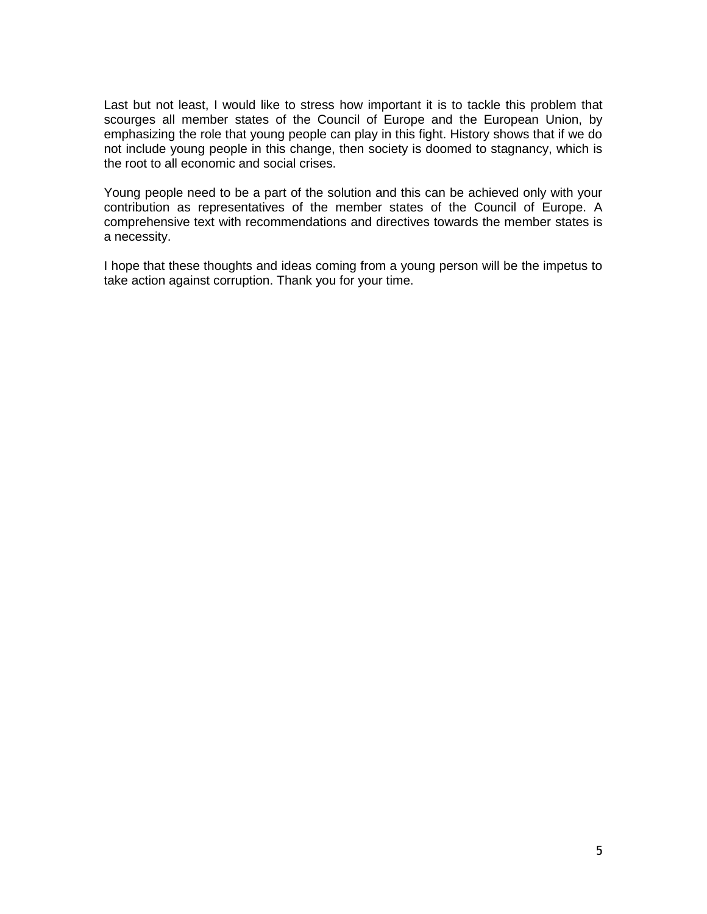Last but not least, I would like to stress how important it is to tackle this problem that scourges all member states of the Council of Europe and the European Union, by emphasizing the role that young people can play in this fight. History shows that if we do not include young people in this change, then society is doomed to stagnancy, which is the root to all economic and social crises.

Young people need to be a part of the solution and this can be achieved only with your contribution as representatives of the member states of the Council of Europe. A comprehensive text with recommendations and directives towards the member states is a necessity.

I hope that these thoughts and ideas coming from a young person will be the impetus to take action against corruption. Thank you for your time.